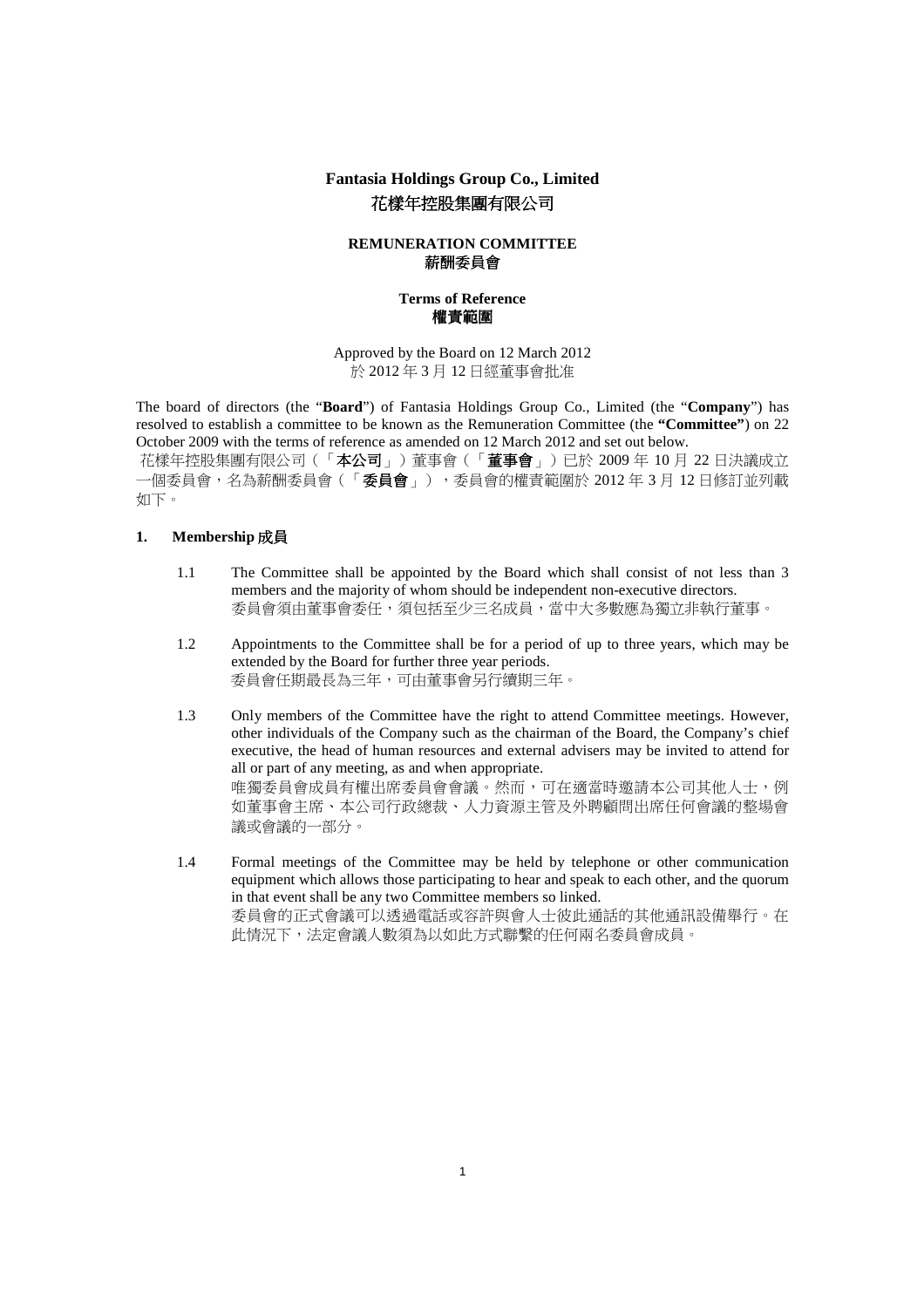# Fantasia Holdings Group Co., Limited
# 花樣年控股集團有限公司

## REMUNERATION COMMITTEE
## 薪酬委員會

### Terms of Reference
### 權責範圍

Approved by the Board on 12 March 2012
於 2012 年 3 月 12 日經董事會批准

The board of directors (the "**Board**") of Fantasia Holdings Group Co., Limited (the "**Company**") has resolved to establish a committee to be known as the Remuneration Committee (the **"Committee"**) on 22 October 2009 with the terms of reference as amended on 12 March 2012 and set out below.

花樣年控股集團有限公司（「**本公司**」）董事會（「**董事會**」）已於 2009 年 10 月 22 日決議成立一個委員會，名為薪酬委員會（「**委員會**」），委員會的權責範圍於 2012 年 3 月 12 日修訂並列載如下。

**1. Membership 成員**

1.1 The Committee shall be appointed by the Board which shall consist of not less than 3 members and the majority of whom should be independent non-executive directors.
委員會須由董事會委任，須包括至少三名成員，當中大多數應為獨立非執行董事。

1.2 Appointments to the Committee shall be for a period of up to three years, which may be extended by the Board for further three year periods.
委員會任期最長為三年，可由董事會另行續期三年。

1.3 Only members of the Committee have the right to attend Committee meetings. However, other individuals of the Company such as the chairman of the Board, the Company's chief executive, the head of human resources and external advisers may be invited to attend for all or part of any meeting, as and when appropriate.
唯獨委員會成員有權出席委員會會議。然而，可在適當時邀請本公司其他人士，例如董事會主席、本公司行政總裁、人力資源主管及外聘顧問出席任何會議的整場會議或會議的一部分。

1.4 Formal meetings of the Committee may be held by telephone or other communication equipment which allows those participating to hear and speak to each other, and the quorum in that event shall be any two Committee members so linked.
委員會的正式會議可以透過電話或容許與會人士彼此通話的其他通訊設備舉行。在此情況下，法定會議人數須為以如此方式聯繫的任何兩名委員會成員。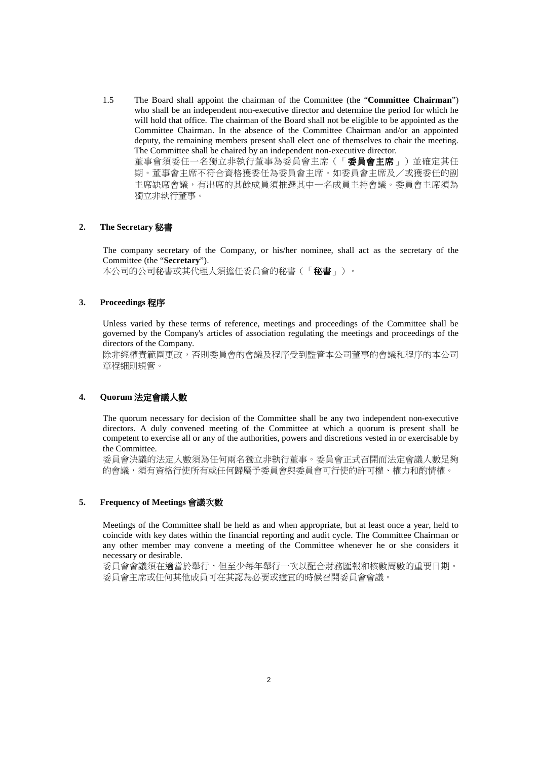1.5 The Board shall appoint the chairman of the Committee (the "**Committee Chairman**") who shall be an independent non-executive director and determine the period for which he will hold that office. The chairman of the Board shall not be eligible to be appointed as the Committee Chairman. In the absence of the Committee Chairman and/or an appointed deputy, the remaining members present shall elect one of themselves to chair the meeting. The Committee shall be chaired by an independent non-executive director.
董事會須委任一名獨立非執行董事為委員會主席（「**委員會主席**」）並確定其任期。董事會主席不符合資格獲委任為委員會主席。如委員會主席及／或獲委任的副主席缺席會議，有出席的其餘成員須推選其中一名成員主持會議。委員會主席須為獨立非執行董事。

## 2. The Secretary 秘書

The company secretary of the Company, or his/her nominee, shall act as the secretary of the Committee (the "**Secretary**").
本公司的公司秘書或其代理人須擔任委員會的秘書（「**秘書**」）。

## 3. Proceedings 程序

Unless varied by these terms of reference, meetings and proceedings of the Committee shall be governed by the Company's articles of association regulating the meetings and proceedings of the directors of the Company.
除非經權責範圍更改，否則委員會的會議及程序受到監管本公司董事的會議和程序的本公司章程細則規管。

## 4. Quorum 法定會議人數

The quorum necessary for decision of the Committee shall be any two independent non-executive directors. A duly convened meeting of the Committee at which a quorum is present shall be competent to exercise all or any of the authorities, powers and discretions vested in or exercisable by the Committee.
委員會決議的法定人數須為任何兩名獨立非執行董事。委員會正式召開而法定會議人數足夠的會議，須有資格行使所有或任何歸屬予委員會與委員會可行使的許可權、權力和酌情權。

## 5. Frequency of Meetings 會議次數

Meetings of the Committee shall be held as and when appropriate, but at least once a year, held to coincide with key dates within the financial reporting and audit cycle. The Committee Chairman or any other member may convene a meeting of the Committee whenever he or she considers it necessary or desirable.
委員會會議須在適當於舉行，但至少每年舉行一次以配合財務匯報和核數周數的重要日期。委員會主席或任何其他成員可在其認為必要或適宜的時候召開委員會會議。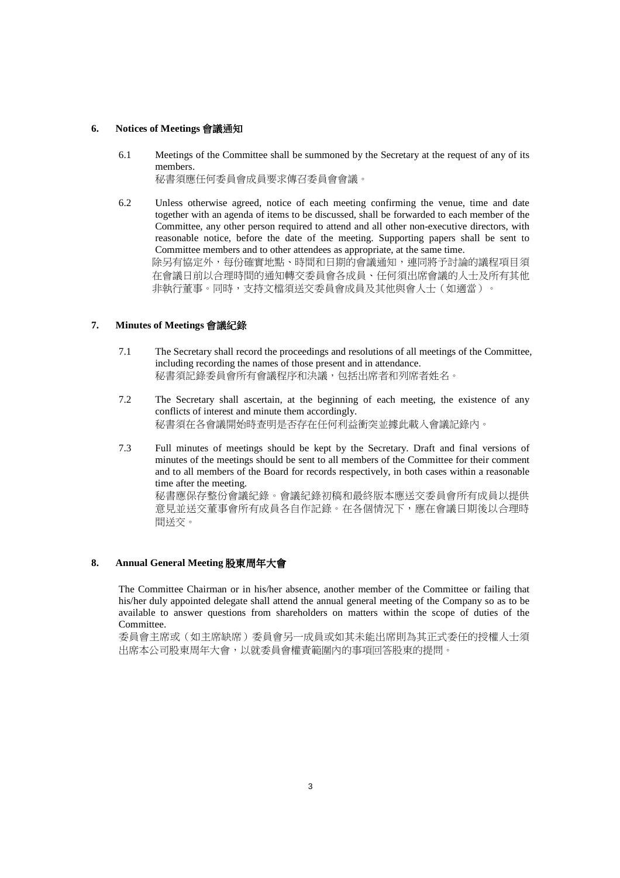## 6. Notices of Meetings 會議通知

6.1 Meetings of the Committee shall be summoned by the Secretary at the request of any of its members.
秘書須應任何委員會成員要求傳召委員會會議。

6.2 Unless otherwise agreed, notice of each meeting confirming the venue, time and date together with an agenda of items to be discussed, shall be forwarded to each member of the Committee, any other person required to attend and all other non-executive directors, with reasonable notice, before the date of the meeting. Supporting papers shall be sent to Committee members and to other attendees as appropriate, at the same time.
除另有協定外，每份確實地點、時間和日期的會議通知，連同將予討論的議程項目須在會議日前以合理時間的通知轉交委員會各成員、任何須出席會議的人士及所有其他非執行董事。同時，支持文檔須送交委員會成員及其他與會人士（如適當）。

## 7. Minutes of Meetings 會議紀錄

7.1 The Secretary shall record the proceedings and resolutions of all meetings of the Committee, including recording the names of those present and in attendance.
秘書須記錄委員會所有會議程序和決議，包括出席者和列席者姓名。

7.2 The Secretary shall ascertain, at the beginning of each meeting, the existence of any conflicts of interest and minute them accordingly.
秘書須在各會議開始時查明是否存在任何利益衝突並據此載入會議記錄內。

7.3 Full minutes of meetings should be kept by the Secretary. Draft and final versions of minutes of the meetings should be sent to all members of the Committee for their comment and to all members of the Board for records respectively, in both cases within a reasonable time after the meeting.
秘書應保存整份會議紀錄。會議紀錄初稿和最終版本應送交委員會所有成員以提供意見並送交董事會所有成員各自作記錄。在各個情況下，應在會議日期後以合理時間送交。

## 8. Annual General Meeting 股東周年大會

The Committee Chairman or in his/her absence, another member of the Committee or failing that his/her duly appointed delegate shall attend the annual general meeting of the Company so as to be available to answer questions from shareholders on matters within the scope of duties of the Committee.
委員會主席或（如主席缺席）委員會另一成員或如其未能出席則為其正式委任的授權人士須出席本公司股東周年大會，以就委員會權責範圍內的事項回答股東的提問。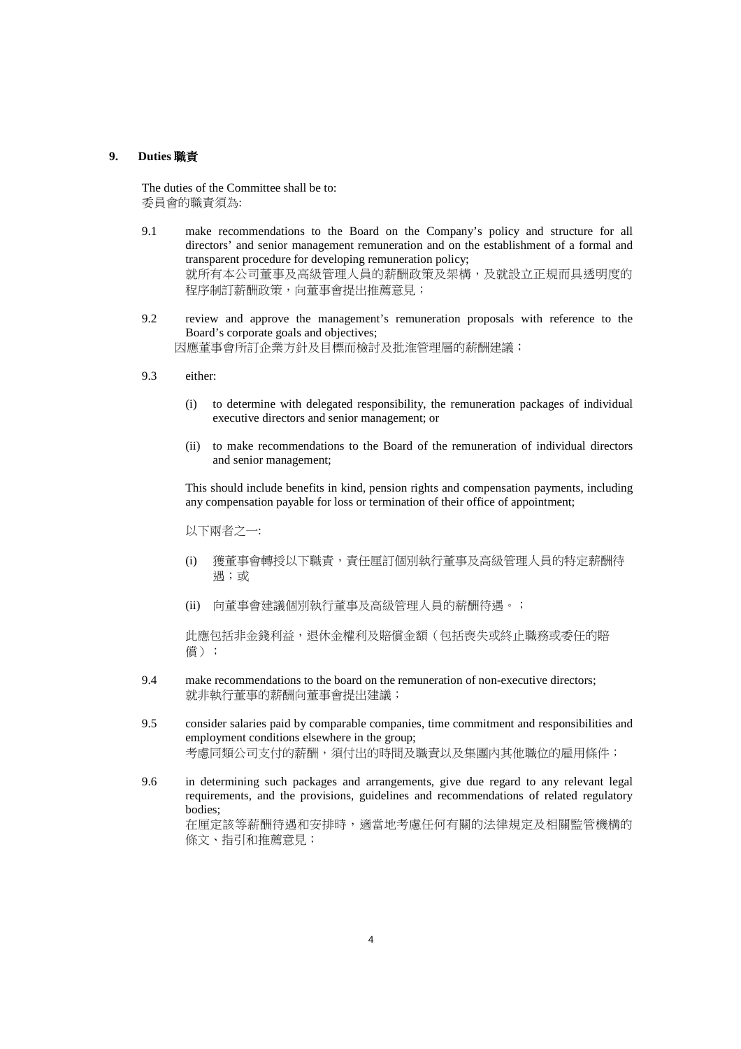## 9. Duties 職責

The duties of the Committee shall be to:
委員會的職責須為:

9.1 make recommendations to the Board on the Company's policy and structure for all directors' and senior management remuneration and on the establishment of a formal and transparent procedure for developing remuneration policy;
就所有本公司董事及高級管理人員的薪酬政策及架構，及就設立正規而具透明度的程序制訂薪酬政策，向董事會提出推薦意見；

9.2 review and approve the management's remuneration proposals with reference to the Board's corporate goals and objectives;
因應董事會所訂企業方針及目標而檢討及批淮管理層的薪酬建議；

9.3 either:

(i) to determine with delegated responsibility, the remuneration packages of individual executive directors and senior management; or

(ii) to make recommendations to the Board of the remuneration of individual directors and senior management;

This should include benefits in kind, pension rights and compensation payments, including any compensation payable for loss or termination of their office of appointment;

以下兩者之一:

(i) 獲董事會轉授以下職責，責任厘訂個別執行董事及高級管理人員的特定薪酬待遇；或

(ii) 向董事會建議個別執行董事及高級管理人員的薪酬待遇。；

此應包括非金錢利益，退休金權利及賠償金額（包括喪失或終止職務或委任的賠償）；

9.4 make recommendations to the board on the remuneration of non-executive directors;
就非執行董事的薪酬向董事會提出建議；

9.5 consider salaries paid by comparable companies, time commitment and responsibilities and employment conditions elsewhere in the group;
考慮同類公司支付的薪酬，須付出的時間及職責以及集團內其他職位的雇用條件；

9.6 in determining such packages and arrangements, give due regard to any relevant legal requirements, and the provisions, guidelines and recommendations of related regulatory bodies;
在厘定該等薪酬待遇和安排時，適當地考慮任何有關的法律規定及相關監管機構的條文、指引和推薦意見；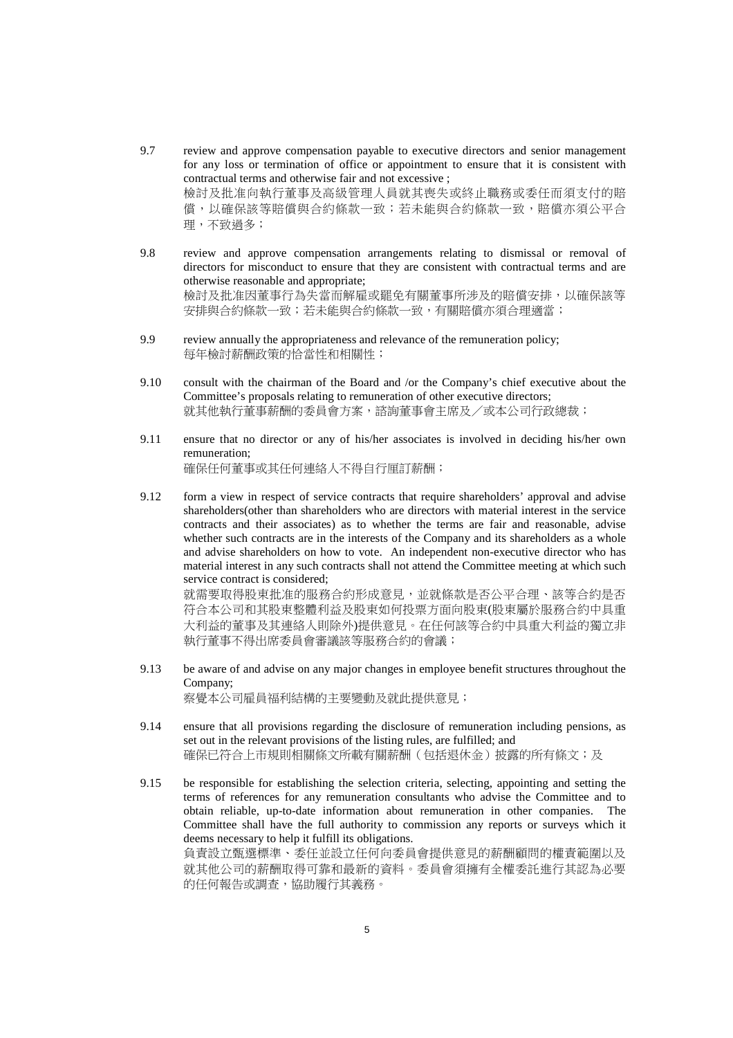9.7 review and approve compensation payable to executive directors and senior management for any loss or termination of office or appointment to ensure that it is consistent with contractual terms and otherwise fair and not excessive ;
檢討及批准向執行董事及高級管理人員就其喪失或終止職務或委任而須支付的賠償，以確保該等賠償與合約條款一致；若未能與合約條款一致，賠償亦須公平合理，不致過多；

9.8 review and approve compensation arrangements relating to dismissal or removal of directors for misconduct to ensure that they are consistent with contractual terms and are otherwise reasonable and appropriate;
檢討及批准因董事行為失當而解雇或罷免有關董事所涉及的賠償安排，以確保該等安排與合約條款一致；若未能與合約條款一致，有關賠償亦須合理適當；

9.9 review annually the appropriateness and relevance of the remuneration policy;
每年檢討薪酬政策的恰當性和相關性；

9.10 consult with the chairman of the Board and /or the Company's chief executive about the Committee's proposals relating to remuneration of other executive directors;
就其他執行董事薪酬的委員會方案，諮詢董事會主席及／或本公司行政總裁；

9.11 ensure that no director or any of his/her associates is involved in deciding his/her own remuneration;
確保任何董事或其任何連絡人不得自行厘訂薪酬；

9.12 form a view in respect of service contracts that require shareholders' approval and advise shareholders(other than shareholders who are directors with material interest in the service contracts and their associates) as to whether the terms are fair and reasonable, advise whether such contracts are in the interests of the Company and its shareholders as a whole and advise shareholders on how to vote. An independent non-executive director who has material interest in any such contracts shall not attend the Committee meeting at which such service contract is considered;
就需要取得股東批准的服務合約形成意見，並就條款是否公平合理、該等合約是否符合本公司和其股東整體利益及股東如何投票方面向股東(股東屬於服務合約中具重大利益的董事及其連絡人則除外)提供意見。在任何該等合約中具重大利益的獨立非執行董事不得出席委員會審議該等服務合約的會議；

9.13 be aware of and advise on any major changes in employee benefit structures throughout the Company;
察覺本公司雇員福利結構的主要變動及就此提供意見；

9.14 ensure that all provisions regarding the disclosure of remuneration including pensions, as set out in the relevant provisions of the listing rules, are fulfilled; and
確保已符合上市規則相關條文所載有關薪酬（包括退休金）披露的所有條文；及

9.15 be responsible for establishing the selection criteria, selecting, appointing and setting the terms of references for any remuneration consultants who advise the Committee and to obtain reliable, up-to-date information about remuneration in other companies. The Committee shall have the full authority to commission any reports or surveys which it deems necessary to help it fulfill its obligations.
負責設立甄選標準、委任並設立任何向委員會提供意見的薪酬顧問的權責範圍以及就其他公司的薪酬取得可靠和最新的資料。委員會須擁有全權委託進行其認為必要的任何報告或調查，協助履行其義務。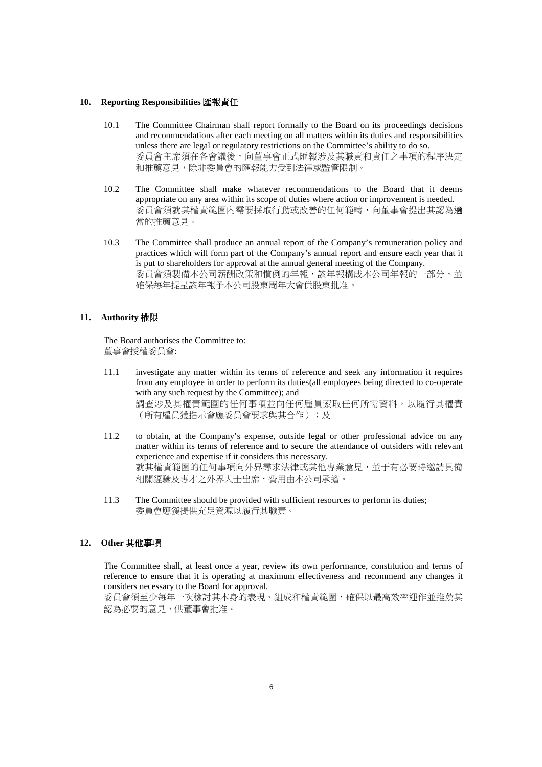## 10. Reporting Responsibilities 匯報責任

10.1 The Committee Chairman shall report formally to the Board on its proceedings decisions and recommendations after each meeting on all matters within its duties and responsibilities unless there are legal or regulatory restrictions on the Committee's ability to do so.
委員會主席須在各會議後，向董事會正式匯報涉及其職責和責任之事項的程序決定和推薦意見，除非委員會的匯報能力受到法律或監管限制。

10.2 The Committee shall make whatever recommendations to the Board that it deems appropriate on any area within its scope of duties where action or improvement is needed.
委員會須就其權責範圍內需要採取行動或改善的任何範疇，向董事會提出其認為適當的推薦意見。

10.3 The Committee shall produce an annual report of the Company's remuneration policy and practices which will form part of the Company's annual report and ensure each year that it is put to shareholders for approval at the annual general meeting of the Company.
委員會須製備本公司薪酬政策和慣例的年報，該年報構成本公司年報的一部分，並確保每年提呈該年報予本公司股東周年大會供股東批准。

## 11. Authority 權限

The Board authorises the Committee to:
董事會授權委員會:

11.1 investigate any matter within its terms of reference and seek any information it requires from any employee in order to perform its duties(all employees being directed to co-operate with any such request by the Committee); and
調查涉及其權責範圍的任何事項並向任何雇員索取任何所需資料，以履行其權責（所有雇員獲指示會應委員會要求與其合作）；及

11.2 to obtain, at the Company's expense, outside legal or other professional advice on any matter within its terms of reference and to secure the attendance of outsiders with relevant experience and expertise if it considers this necessary.
就其權責範圍的任何事項向外界尋求法律或其他專業意見，並于有必要時邀請具備相關經驗及專才之外界人士出席，費用由本公司承擔。

11.3 The Committee should be provided with sufficient resources to perform its duties;
委員會應獲提供充足資源以履行其職責。

## 12. Other 其他事項

The Committee shall, at least once a year, review its own performance, constitution and terms of reference to ensure that it is operating at maximum effectiveness and recommend any changes it considers necessary to the Board for approval.
委員會須至少每年一次檢討其本身的表現、組成和權責範圍，確保以最高效率運作並推薦其認為必要的意見，供董事會批准。